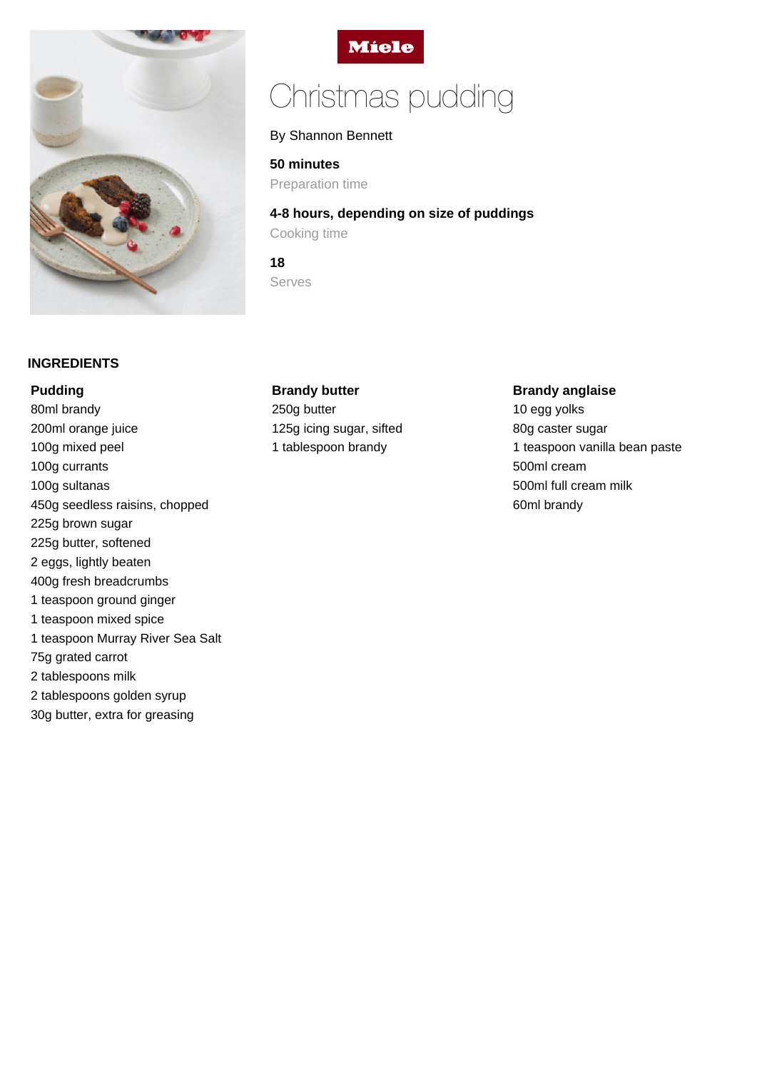Miele

# Christmas pudding

By Shannon Bennett

**50 minutes**
Preparation time

**4-8 hours, depending on size of puddings**
Cooking time

**18**
Serves

## INGREDIENTS

### Pudding

80ml brandy
200ml orange juice
100g mixed peel
100g currants
100g sultanas
450g seedless raisins, chopped
225g brown sugar
225g butter, softened
2 eggs, lightly beaten
400g fresh breadcrumbs
1 teaspoon ground ginger
1 teaspoon mixed spice
1 teaspoon Murray River Sea Salt
75g grated carrot
2 tablespoons milk
2 tablespoons golden syrup
30g butter, extra for greasing

### Brandy butter

250g butter
125g icing sugar, sifted
1 tablespoon brandy

### Brandy anglaise

10 egg yolks
80g caster sugar
1 teaspoon vanilla bean paste
500ml cream
500ml full cream milk
60ml brandy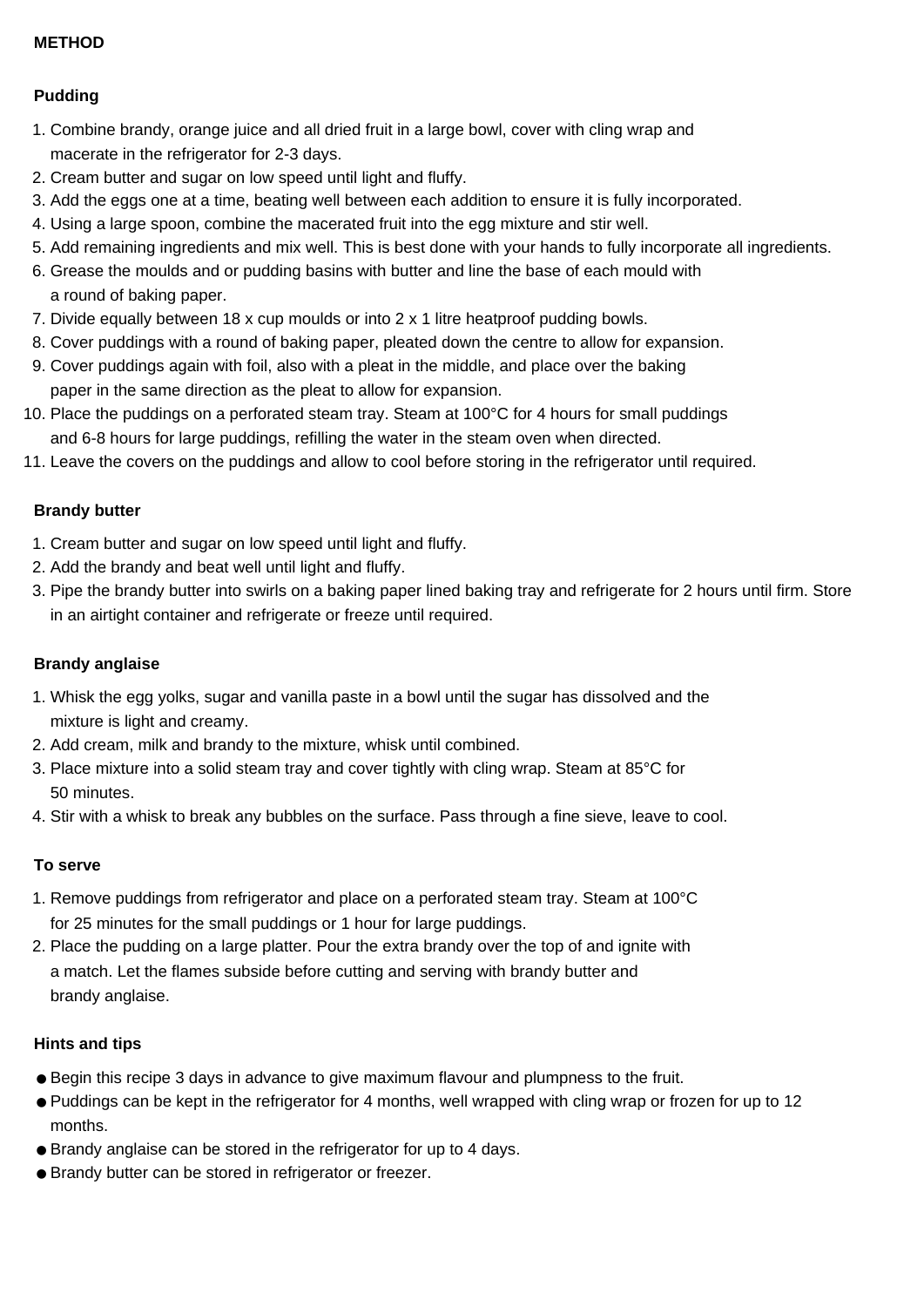**METHOD**

**Pudding**

1. Combine brandy, orange juice and all dried fruit in a large bowl, cover with cling wrap and macerate in the refrigerator for 2-3 days.
2. Cream butter and sugar on low speed until light and fluffy.
3. Add the eggs one at a time, beating well between each addition to ensure it is fully incorporated.
4. Using a large spoon, combine the macerated fruit into the egg mixture and stir well.
5. Add remaining ingredients and mix well. This is best done with your hands to fully incorporate all ingredients.
6. Grease the moulds and or pudding basins with butter and line the base of each mould with a round of baking paper.
7. Divide equally between 18 x cup moulds or into 2 x 1 litre heatproof pudding bowls.
8. Cover puddings with a round of baking paper, pleated down the centre to allow for expansion.
9. Cover puddings again with foil, also with a pleat in the middle, and place over the baking paper in the same direction as the pleat to allow for expansion.
10. Place the puddings on a perforated steam tray. Steam at 100°C for 4 hours for small puddings and 6-8 hours for large puddings, refilling the water in the steam oven when directed.
11. Leave the covers on the puddings and allow to cool before storing in the refrigerator until required.

**Brandy butter**

1. Cream butter and sugar on low speed until light and fluffy.
2. Add the brandy and beat well until light and fluffy.
3. Pipe the brandy butter into swirls on a baking paper lined baking tray and refrigerate for 2 hours until firm. Store in an airtight container and refrigerate or freeze until required.

**Brandy anglaise**

1. Whisk the egg yolks, sugar and vanilla paste in a bowl until the sugar has dissolved and the mixture is light and creamy.
2. Add cream, milk and brandy to the mixture, whisk until combined.
3. Place mixture into a solid steam tray and cover tightly with cling wrap. Steam at 85°C for 50 minutes.
4. Stir with a whisk to break any bubbles on the surface. Pass through a fine sieve, leave to cool.

**To serve**

1. Remove puddings from refrigerator and place on a perforated steam tray. Steam at 100°C for 25 minutes for the small puddings or 1 hour for large puddings.
2. Place the pudding on a large platter. Pour the extra brandy over the top of and ignite with a match. Let the flames subside before cutting and serving with brandy butter and brandy anglaise.

**Hints and tips**

- Begin this recipe 3 days in advance to give maximum flavour and plumpness to the fruit.
- Puddings can be kept in the refrigerator for 4 months, well wrapped with cling wrap or frozen for up to 12 months.
- Brandy anglaise can be stored in the refrigerator for up to 4 days.
- Brandy butter can be stored in refrigerator or freezer.